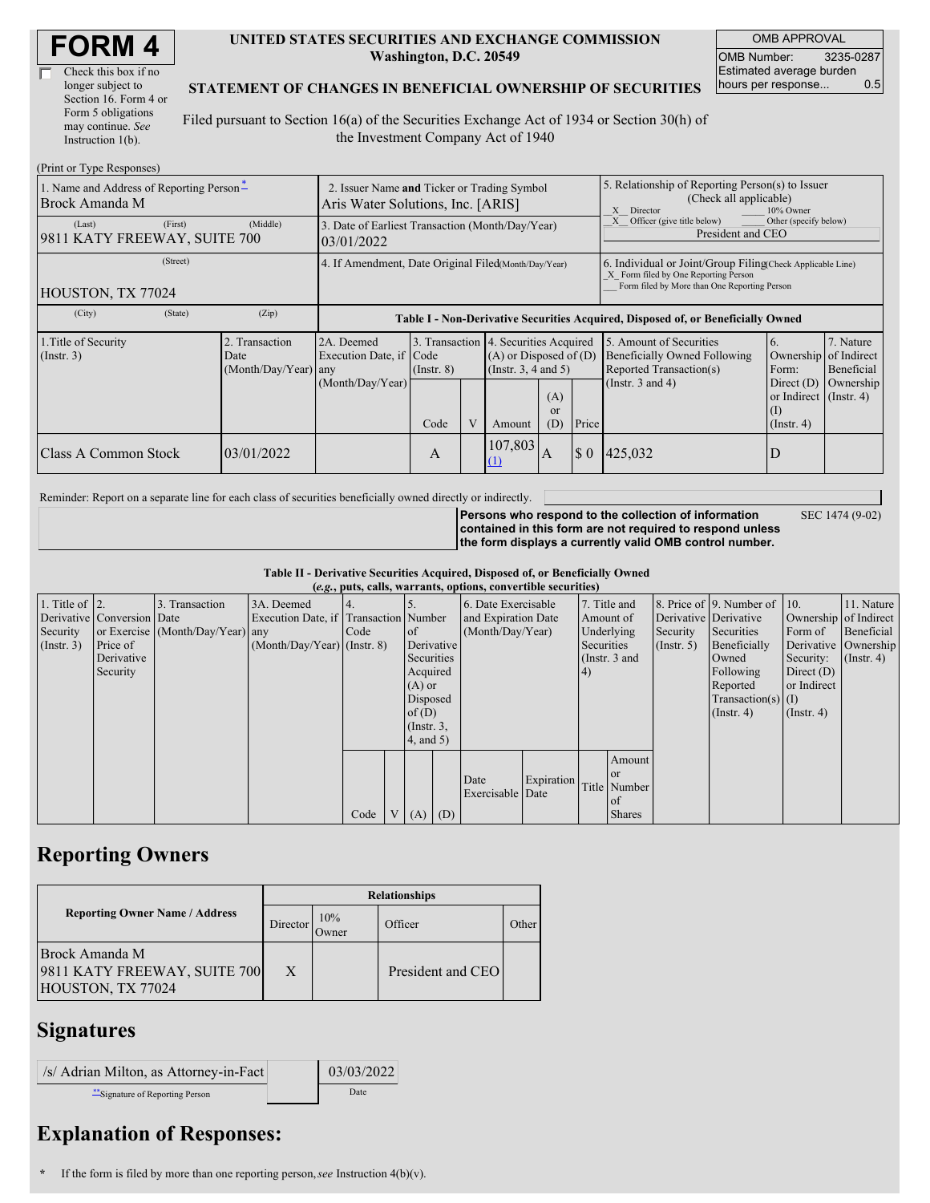# FORM 4

☐ Check this box if no longer subject to Section 16. Form 4 or Form 5 obligations may continue. *See* Instruction 1(b).

**UNITED STATES SECURITIES AND EXCHANGE COMMISSION**
**Washington, D.C. 20549**

**STATEMENT OF CHANGES IN BENEFICIAL OWNERSHIP OF SECURITIES**

Filed pursuant to Section 16(a) of the Securities Exchange Act of 1934 or Section 30(h) of the Investment Company Act of 1940

| OMB APPROVAL | |
|---|---|
| OMB Number: | 3235-0287 |
| Estimated average burden hours per response... | 0.5 |

(Print or Type Responses)

| 1. Name and Address of Reporting Person* | 2. Issuer Name and Ticker or Trading Symbol | 5. Relationship of Reporting Person(s) to Issuer (Check all applicable) |
|---|---|---|
| Brock Amanda M | Aris Water Solutions, Inc. [ARIS] | _X_ Director ___ 10% Owner |
| (Last) (First) (Middle) 9811 KATY FREEWAY, SUITE 700 | 3. Date of Earliest Transaction (Month/Day/Year) 03/01/2022 | _X_ Officer (give title below) ___ Other (specify below) President and CEO |
| (Street) HOUSTON, TX 77024 | 4. If Amendment, Date Original Filed (Month/Day/Year) | 6. Individual or Joint/Group Filing (Check Applicable Line) _X_ Form filed by One Reporting Person ___ Form filed by More than One Reporting Person |
| (City) (State) (Zip) | | |

**Table I - Non-Derivative Securities Acquired, Disposed of, or Beneficially Owned**

| 1. Title of Security (Instr. 3) | 2. Transaction Date (Month/Day/Year) | 2A. Deemed Execution Date, if any (Month/Day/Year) | 3. Transaction Code (Instr. 8) | | 4. Securities Acquired (A) or Disposed of (D) (Instr. 3, 4 and 5) | | | 5. Amount of Securities Beneficially Owned Following Reported Transaction(s) (Instr. 3 and 4) | 6. Ownership Form: Direct (D) or Indirect (I) (Instr. 4) | 7. Nature of Indirect Beneficial Ownership (Instr. 4) |
|---|---|---|---|---|---|---|---|---|---|---|
| | | | Code | V | Amount | (A) or (D) | Price | | | |
| Class A Common Stock | 03/01/2022 | | A | | 107,803 (1) | A | $ 0 | 425,032 | D | |

Reminder: Report on a separate line for each class of securities beneficially owned directly or indirectly.

**Persons who respond to the collection of information contained in this form are not required to respond unless the form displays a currently valid OMB control number.** SEC 1474 (9-02)

**Table II - Derivative Securities Acquired, Disposed of, or Beneficially Owned**
**(*e.g.*, puts, calls, warrants, options, convertible securities)**

| 1. Title of Derivative Security (Instr. 3) | 2. Conversion or Exercise Price of Derivative Security | 3. Transaction Date (Month/Day/Year) | 3A. Deemed Execution Date, if any (Month/Day/Year) | 4. Transaction Code (Instr. 8) | | 5. Number of Derivative Securities Acquired (A) or Disposed of (D) (Instr. 3, 4, and 5) | | 6. Date Exercisable and Expiration Date (Month/Day/Year) | | 7. Title and Amount of Underlying Securities (Instr. 3 and 4) | | 8. Price of Derivative Security (Instr. 5) | 9. Number of Derivative Securities Beneficially Owned Following Reported Transaction(s) (Instr. 4) | 10. Ownership Form of Derivative Security: Direct (D) or Indirect (I) (Instr. 4) | 11. Nature of Indirect Beneficial Ownership (Instr. 4) |
|---|---|---|---|---|---|---|---|---|---|---|---|---|---|---|---|
| | | | | Code | V | (A) | (D) | Date Exercisable | Expiration Date | Title | Amount or Number of Shares | | | | |

## Reporting Owners

| Reporting Owner Name / Address | Relationships | | | |
|---|---|---|---|---|
| | Director | 10% Owner | Officer | Other |
| Brock Amanda M 9811 KATY FREEWAY, SUITE 700 HOUSTON, TX 77024 | X | | President and CEO | |

## Signatures

| /s/ Adrian Milton, as Attorney-in-Fact | 03/03/2022 |
|---|---|
| **Signature of Reporting Person | Date |

## Explanation of Responses:

\* If the form is filed by more than one reporting person, *see* Instruction 4(b)(v).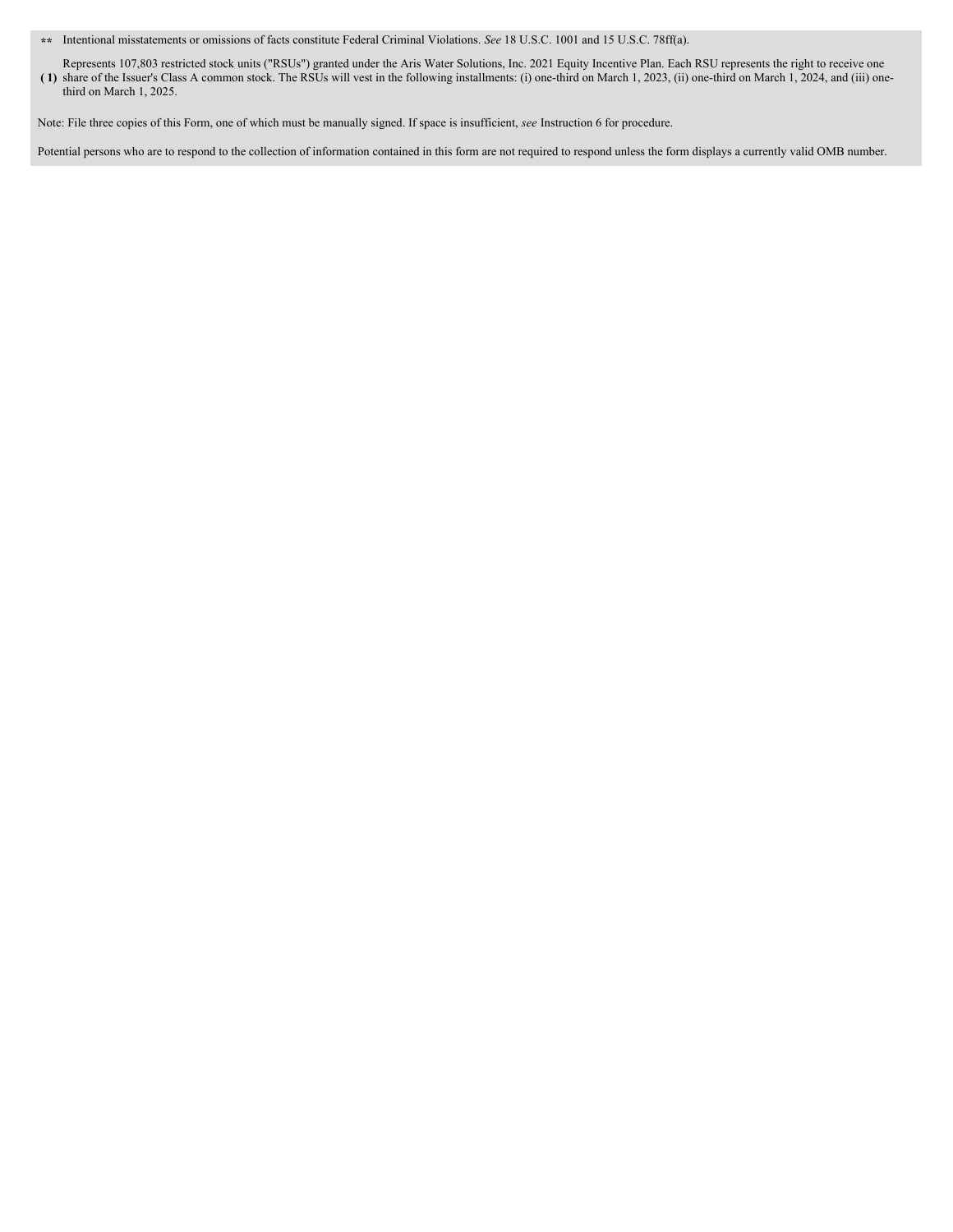** Intentional misstatements or omissions of facts constitute Federal Criminal Violations. *See* 18 U.S.C. 1001 and 15 U.S.C. 78ff(a).

(1) Represents 107,803 restricted stock units ("RSUs") granted under the Aris Water Solutions, Inc. 2021 Equity Incentive Plan. Each RSU represents the right to receive one share of the Issuer's Class A common stock. The RSUs will vest in the following installments: (i) one-third on March 1, 2023, (ii) one-third on March 1, 2024, and (iii) one-third on March 1, 2025.

Note: File three copies of this Form, one of which must be manually signed. If space is insufficient, *see* Instruction 6 for procedure.

Potential persons who are to respond to the collection of information contained in this form are not required to respond unless the form displays a currently valid OMB number.